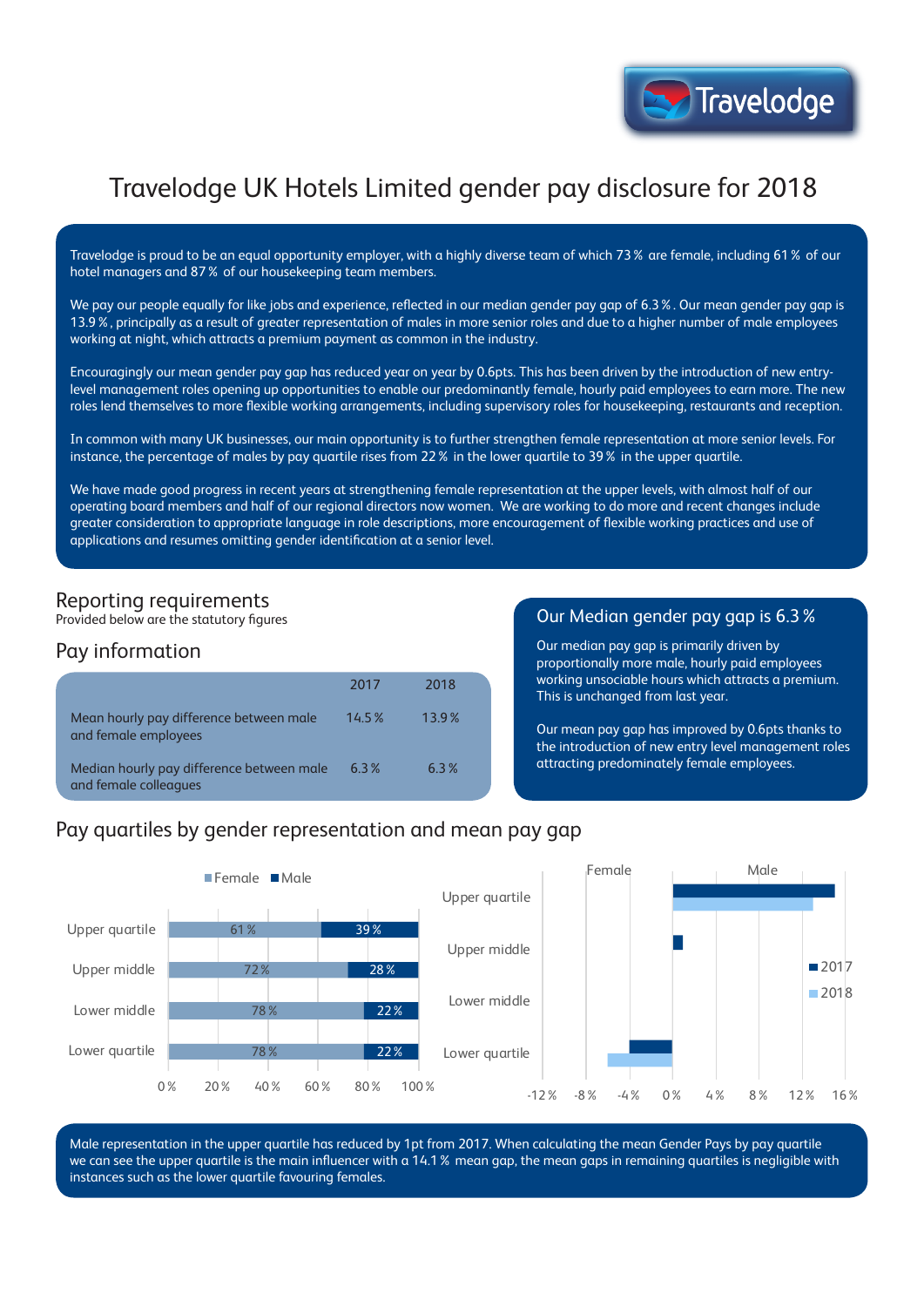# Travelodge UK Hotels Limited gender pay disclosure for 2018

Travelodge is proud to be an equal opportunity employer, with a highly diverse team of which 73 % are female, including 61 % of our hotel managers and 87 % of our housekeeping team members.

We pay our people equally for like jobs and experience, reflected in our median gender pay gap of 6.3 %. Our mean gender pay gap is 13.9 %, principally as a result of greater representation of males in more senior roles and due to a higher number of male employees working at night, which attracts a premium payment as common in the industry.

Encouragingly our mean gender pay gap has reduced year on year by 0.6pts. This has been driven by the introduction of new entry-level management roles opening up opportunities to enable our predominantly female, hourly paid employees to earn more. The new roles lend themselves to more flexible working arrangements, including supervisory roles for housekeeping, restaurants and reception.

In common with many UK businesses, our main opportunity is to further strengthen female representation at more senior levels. For instance, the percentage of males by pay quartile rises from 22 % in the lower quartile to 39 % in the upper quartile.

We have made good progress in recent years at strengthening female representation at the upper levels, with almost half of our operating board members and half of our regional directors now women. We are working to do more and recent changes include greater consideration to appropriate language in role descriptions, more encouragement of flexible working practices and use of applications and resumes omitting gender identification at a senior level.

## Reporting requirements

Provided below are the statutory figures

## Pay information

| | 2017 | 2018 |
|---|---|---|
| Mean hourly pay difference between male and female employees | 14.5 % | 13.9 % |
| Median hourly pay difference between male and female colleagues | 6.3 % | 6.3 % |

## Our Median gender pay gap is 6.3 %

Our median pay gap is primarily driven by proportionally more male, hourly paid employees working unsociable hours which attracts a premium. This is unchanged from last year.

Our mean pay gap has improved by 0.6pts thanks to the introduction of new entry level management roles attracting predominately female employees.

## Pay quartiles by gender representation and mean pay gap

| | Female | Male |
|---|---|---|
| Upper quartile | 61 % | 39 % |
| Upper middle | 72 % | 28 % |
| Lower middle | 78 % | 22 % |
| Lower quartile | 78 % | 22 % |

Male representation in the upper quartile has reduced by 1pt from 2017. When calculating the mean Gender Pays by pay quartile we can see the upper quartile is the main influencer with a 14.1 % mean gap, the mean gaps in remaining quartiles is negligible with instances such as the lower quartile favouring females.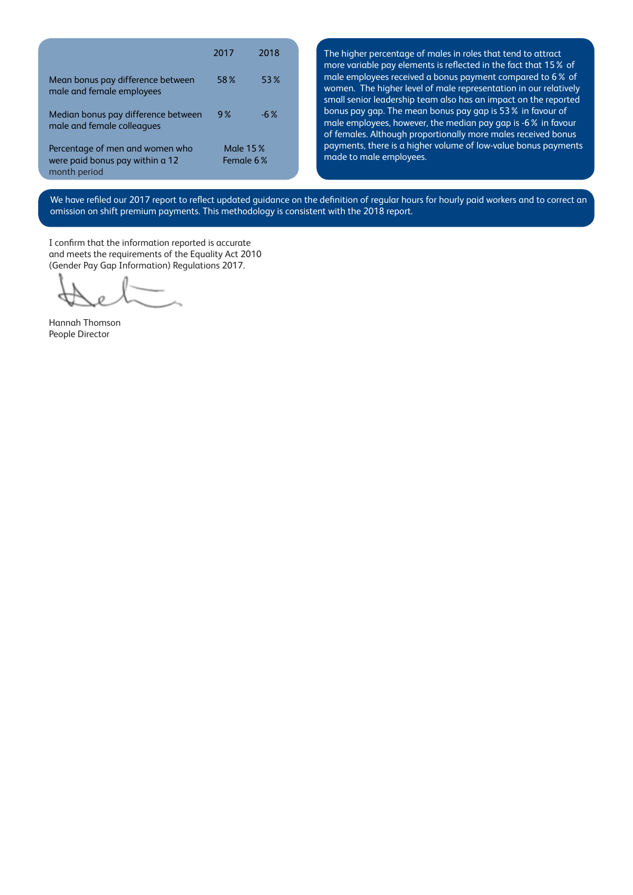| | 2017 | 2018 |
|---|---|---|
| Mean bonus pay difference between male and female employees | 58 % | 53 % |
| Median bonus pay difference between male and female colleagues | 9 % | -6 % |
| Percentage of men and women who were paid bonus pay within a 12 month period | Male 15 % Female 6 % | |

The higher percentage of males in roles that tend to attract more variable pay elements is reflected in the fact that 15 % of male employees received a bonus payment compared to 6 % of women. The higher level of male representation in our relatively small senior leadership team also has an impact on the reported bonus pay gap. The mean bonus pay gap is 53 % in favour of male employees, however, the median pay gap is -6 % in favour of females. Although proportionally more males received bonus payments, there is a higher volume of low-value bonus payments made to male employees.

We have refiled our 2017 report to reflect updated guidance on the definition of regular hours for hourly paid workers and to correct an omission on shift premium payments. This methodology is consistent with the 2018 report.

I confirm that the information reported is accurate and meets the requirements of the Equality Act 2010 (Gender Pay Gap Information) Regulations 2017.

Hannah Thomson
People Director